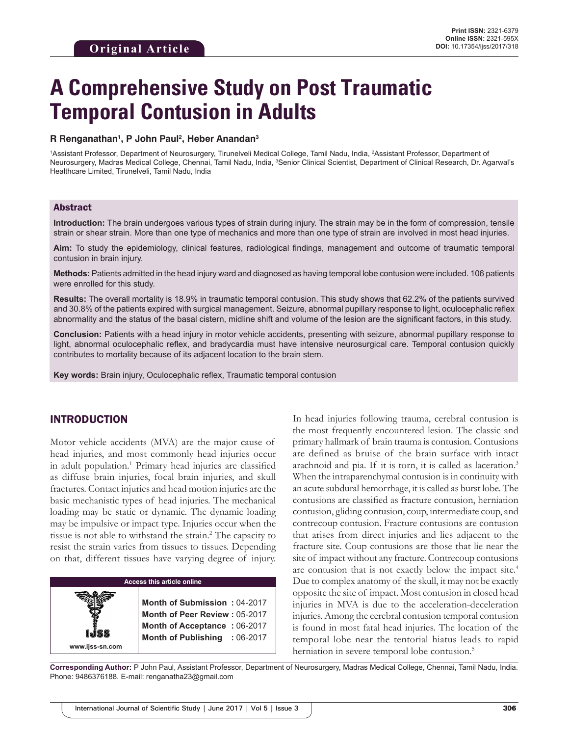Original Article

**Print ISSN:** 2321-6379
**Online ISSN:** 2321-595X
**DOI:** 10.17354/ijss/2017/318

# A Comprehensive Study on Post Traumatic Temporal Contusion in Adults

**R Renganathan[1], P John Paul[2], Heber Anandan[3]**

[1]Assistant Professor, Department of Neurosurgery, Tirunelveli Medical College, Tamil Nadu, India, [2]Assistant Professor, Department of Neurosurgery, Madras Medical College, Chennai, Tamil Nadu, India, [3]Senior Clinical Scientist, Department of Clinical Research, Dr. Agarwal's Healthcare Limited, Tirunelveli, Tamil Nadu, India

## Abstract

**Introduction:** The brain undergoes various types of strain during injury. The strain may be in the form of compression, tensile strain or shear strain. More than one type of mechanics and more than one type of strain are involved in most head injuries.

**Aim:** To study the epidemiology, clinical features, radiological findings, management and outcome of traumatic temporal contusion in brain injury.

**Methods:** Patients admitted in the head injury ward and diagnosed as having temporal lobe contusion were included. 106 patients were enrolled for this study.

**Results:** The overall mortality is 18.9% in traumatic temporal contusion. This study shows that 62.2% of the patients survived and 30.8% of the patients expired with surgical management. Seizure, abnormal pupillary response to light, oculocephalic reflex abnormality and the status of the basal cistern, midline shift and volume of the lesion are the significant factors, in this study.

**Conclusion:** Patients with a head injury in motor vehicle accidents, presenting with seizure, abnormal pupillary response to light, abnormal oculocephalic reflex, and bradycardia must have intensive neurosurgical care. Temporal contusion quickly contributes to mortality because of its adjacent location to the brain stem.

**Key words:** Brain injury, Oculocephalic reflex, Traumatic temporal contusion

## INTRODUCTION

Motor vehicle accidents (MVA) are the major cause of head injuries, and most commonly head injuries occur in adult population.[1] Primary head injuries are classified as diffuse brain injuries, focal brain injuries, and skull fractures. Contact injuries and head motion injuries are the basic mechanistic types of head injuries. The mechanical loading may be static or dynamic. The dynamic loading may be impulsive or impact type. Injuries occur when the tissue is not able to withstand the strain.[2] The capacity to resist the strain varies from tissues to tissues. Depending on that, different tissues have varying degree of injury.

| Access this article online | |
|---|---|
| www.ijss-sn.com | **Month of Submission :** 04-2017 <br> **Month of Peer Review :** 05-2017 <br> **Month of Acceptance :** 06-2017 <br> **Month of Publishing :** 06-2017 |

In head injuries following trauma, cerebral contusion is the most frequently encountered lesion. The classic and primary hallmark of brain trauma is contusion. Contusions are defined as bruise of the brain surface with intact arachnoid and pia. If it is torn, it is called as laceration.[3] When the intraparenchymal contusion is in continuity with an acute subdural hemorrhage, it is called as burst lobe. The contusions are classified as fracture contusion, herniation contusion, gliding contusion, coup, intermediate coup, and contrecoup contusion. Fracture contusions are contusion that arises from direct injuries and lies adjacent to the fracture site. Coup contusions are those that lie near the site of impact without any fracture. Contrecoup contusions are contusion that is not exactly below the impact site.[4] Due to complex anatomy of the skull, it may not be exactly opposite the site of impact. Most contusion in closed head injuries in MVA is due to the acceleration-deceleration injuries. Among the cerebral contusion temporal contusion is found in most fatal head injuries. The location of the temporal lobe near the tentorial hiatus leads to rapid herniation in severe temporal lobe contusion.[5]

**Corresponding Author:** P John Paul, Assistant Professor, Department of Neurosurgery, Madras Medical College, Chennai, Tamil Nadu, India. Phone: 9486376188. E-mail: renganatha23@gmail.com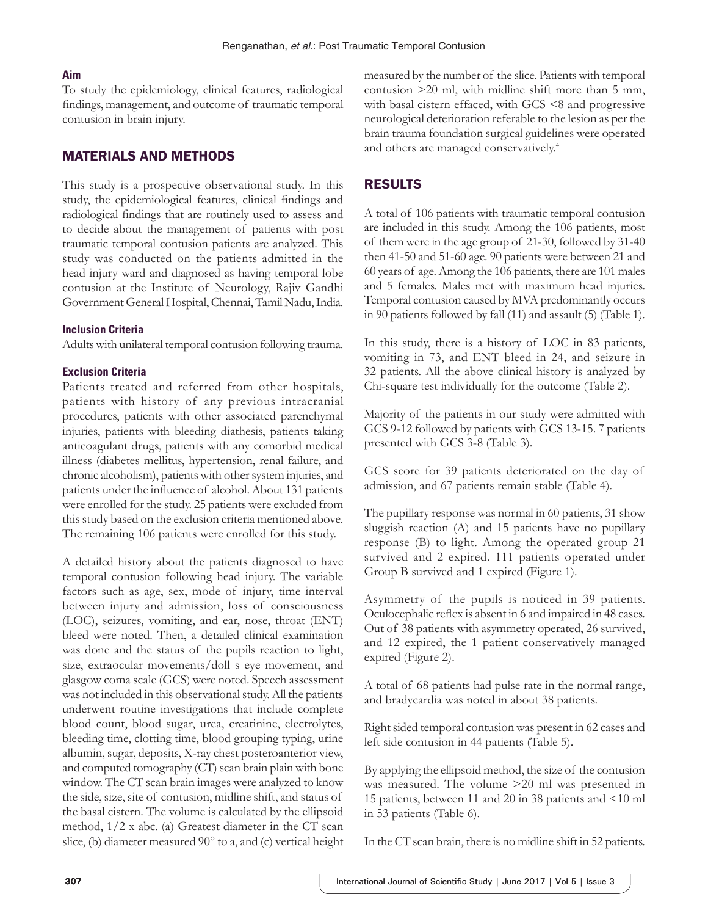### Aim

To study the epidemiology, clinical features, radiological findings, management, and outcome of traumatic temporal contusion in brain injury.

## MATERIALS AND METHODS

This study is a prospective observational study. In this study, the epidemiological features, clinical findings and radiological findings that are routinely used to assess and to decide about the management of patients with post traumatic temporal contusion patients are analyzed. This study was conducted on the patients admitted in the head injury ward and diagnosed as having temporal lobe contusion at the Institute of Neurology, Rajiv Gandhi Government General Hospital, Chennai, Tamil Nadu, India.

### Inclusion Criteria

Adults with unilateral temporal contusion following trauma.

### Exclusion Criteria

Patients treated and referred from other hospitals, patients with history of any previous intracranial procedures, patients with other associated parenchymal injuries, patients with bleeding diathesis, patients taking anticoagulant drugs, patients with any comorbid medical illness (diabetes mellitus, hypertension, renal failure, and chronic alcoholism), patients with other system injuries, and patients under the influence of alcohol. About 131 patients were enrolled for the study. 25 patients were excluded from this study based on the exclusion criteria mentioned above. The remaining 106 patients were enrolled for this study.

A detailed history about the patients diagnosed to have temporal contusion following head injury. The variable factors such as age, sex, mode of injury, time interval between injury and admission, loss of consciousness (LOC), seizures, vomiting, and ear, nose, throat (ENT) bleed were noted. Then, a detailed clinical examination was done and the status of the pupils reaction to light, size, extraocular movements/doll s eye movement, and glasgow coma scale (GCS) were noted. Speech assessment was not included in this observational study. All the patients underwent routine investigations that include complete blood count, blood sugar, urea, creatinine, electrolytes, bleeding time, clotting time, blood grouping typing, urine albumin, sugar, deposits, X-ray chest posteroanterior view, and computed tomography (CT) scan brain plain with bone window. The CT scan brain images were analyzed to know the side, size, site of contusion, midline shift, and status of the basal cistern. The volume is calculated by the ellipsoid method, 1/2 x abc. (a) Greatest diameter in the CT scan slice, (b) diameter measured 90° to a, and (c) vertical height measured by the number of the slice. Patients with temporal contusion >20 ml, with midline shift more than 5 mm, with basal cistern effaced, with GCS <8 and progressive neurological deterioration referable to the lesion as per the brain trauma foundation surgical guidelines were operated and others are managed conservatively.[4]

## RESULTS

A total of 106 patients with traumatic temporal contusion are included in this study. Among the 106 patients, most of them were in the age group of 21-30, followed by 31-40 then 41-50 and 51-60 age. 90 patients were between 21 and 60 years of age. Among the 106 patients, there are 101 males and 5 females. Males met with maximum head injuries. Temporal contusion caused by MVA predominantly occurs in 90 patients followed by fall (11) and assault (5) (Table 1).

In this study, there is a history of LOC in 83 patients, vomiting in 73, and ENT bleed in 24, and seizure in 32 patients. All the above clinical history is analyzed by Chi-square test individually for the outcome (Table 2).

Majority of the patients in our study were admitted with GCS 9-12 followed by patients with GCS 13-15. 7 patients presented with GCS 3-8 (Table 3).

GCS score for 39 patients deteriorated on the day of admission, and 67 patients remain stable (Table 4).

The pupillary response was normal in 60 patients, 31 show sluggish reaction (A) and 15 patients have no pupillary response (B) to light. Among the operated group 21 survived and 2 expired. 111 patients operated under Group B survived and 1 expired (Figure 1).

Asymmetry of the pupils is noticed in 39 patients. Oculocephalic reflex is absent in 6 and impaired in 48 cases. Out of 38 patients with asymmetry operated, 26 survived, and 12 expired, the 1 patient conservatively managed expired (Figure 2).

A total of 68 patients had pulse rate in the normal range, and bradycardia was noted in about 38 patients.

Right sided temporal contusion was present in 62 cases and left side contusion in 44 patients (Table 5).

By applying the ellipsoid method, the size of the contusion was measured. The volume >20 ml was presented in 15 patients, between 11 and 20 in 38 patients and <10 ml in 53 patients (Table 6).

In the CT scan brain, there is no midline shift in 52 patients.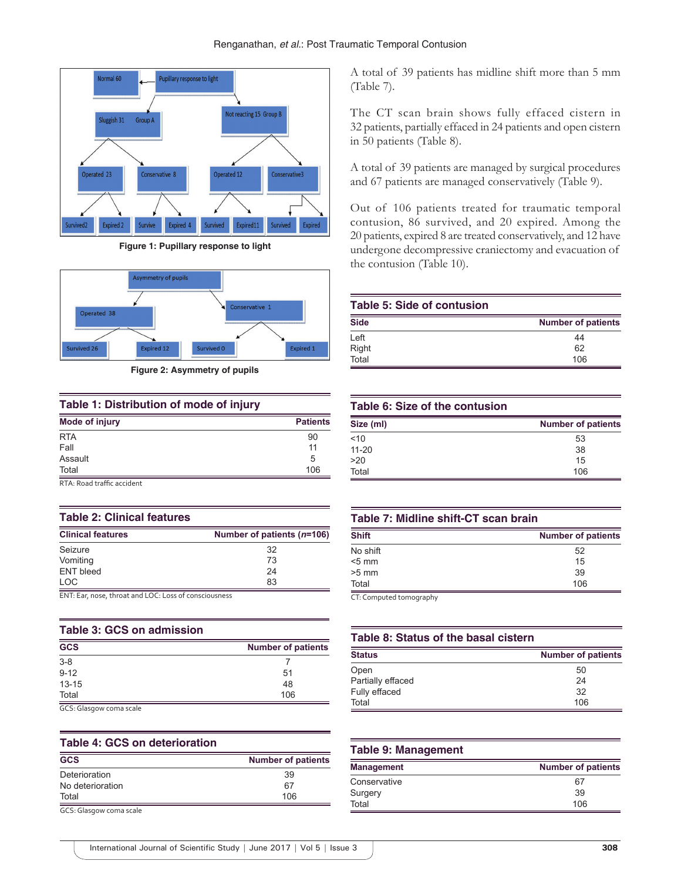Figure 1: Pupillary response to light

Figure 2: Asymmetry of pupils

**Table 1: Distribution of mode of injury**

| Mode of injury | Patients |
|---|---|
| RTA | 90 |
| Fall | 11 |
| Assault | 5 |
| Total | 106 |

RTA: Road traffic accident

**Table 2: Clinical features**

| Clinical features | Number of patients (*n*=106) |
|---|---|
| Seizure | 32 |
| Vomiting | 73 |
| ENT bleed | 24 |
| LOC | 83 |

ENT: Ear, nose, throat and LOC: Loss of consciousness

**Table 3: GCS on admission**

| GCS | Number of patients |
|---|---|
| 3-8 | 7 |
| 9-12 | 51 |
| 13-15 | 48 |
| Total | 106 |

GCS: Glasgow coma scale

**Table 4: GCS on deterioration**

| GCS | Number of patients |
|---|---|
| Deterioration | 39 |
| No deterioration | 67 |
| Total | 106 |

GCS: Glasgow coma scale

A total of 39 patients has midline shift more than 5 mm (Table 7).

The CT scan brain shows fully effaced cistern in 32 patients, partially effaced in 24 patients and open cistern in 50 patients (Table 8).

A total of 39 patients are managed by surgical procedures and 67 patients are managed conservatively (Table 9).

Out of 106 patients treated for traumatic temporal contusion, 86 survived, and 20 expired. Among the 20 patients, expired 8 are treated conservatively, and 12 have undergone decompressive craniectomy and evacuation of the contusion (Table 10).

**Table 5: Side of contusion**

| Side | Number of patients |
|---|---|
| Left | 44 |
| Right | 62 |
| Total | 106 |

**Table 6: Size of the contusion**

| Size (ml) | Number of patients |
|---|---|
| <10 | 53 |
| 11-20 | 38 |
| >20 | 15 |
| Total | 106 |

**Table 7: Midline shift-CT scan brain**

| Shift | Number of patients |
|---|---|
| No shift | 52 |
| <5 mm | 15 |
| >5 mm | 39 |
| Total | 106 |

CT: Computed tomography

**Table 8: Status of the basal cistern**

| Status | Number of patients |
|---|---|
| Open | 50 |
| Partially effaced | 24 |
| Fully effaced | 32 |
| Total | 106 |

**Table 9: Management**

| Management | Number of patients |
|---|---|
| Conservative | 67 |
| Surgery | 39 |
| Total | 106 |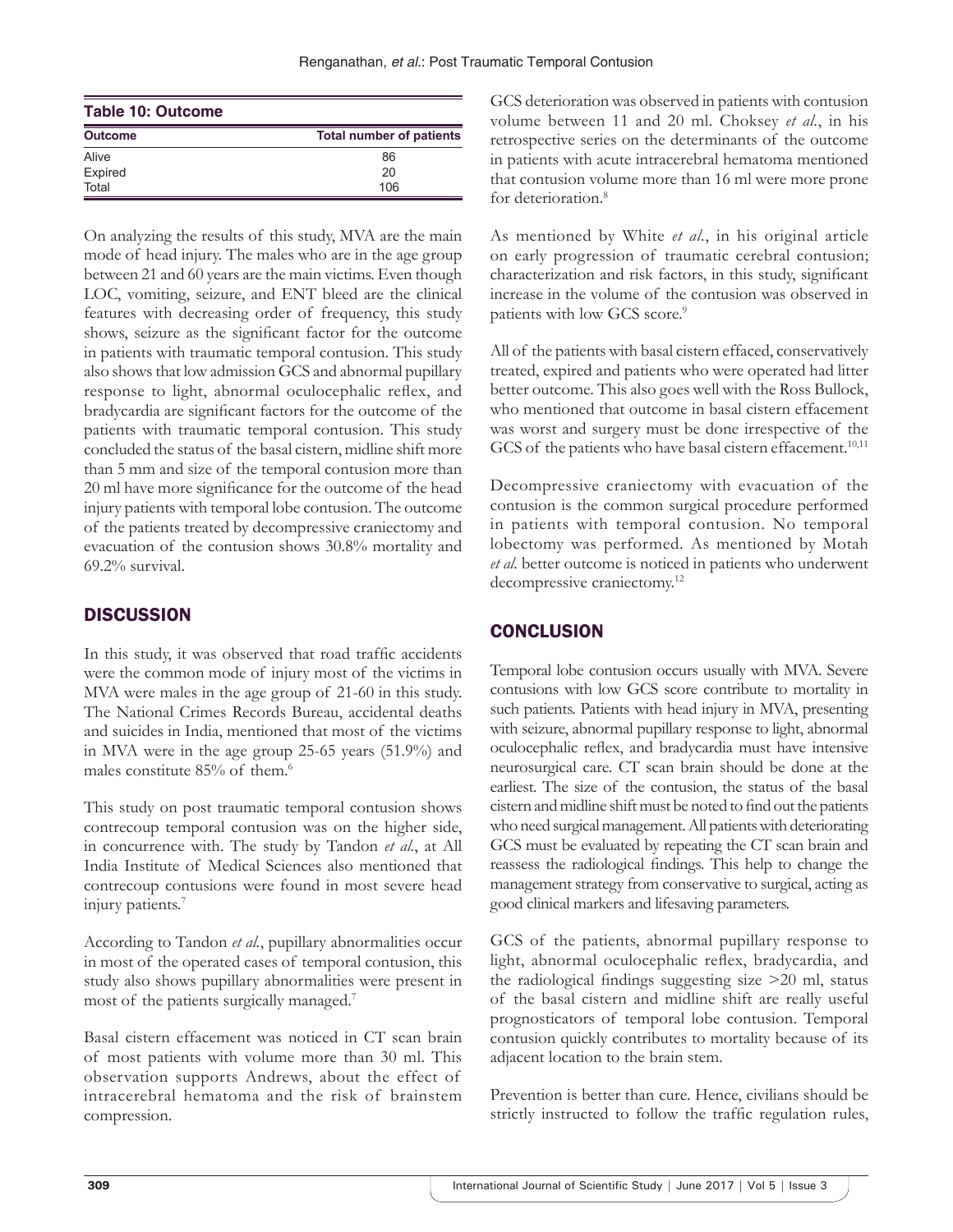**Table 10: Outcome**

| Outcome | Total number of patients |
|---|---|
| Alive | 86 |
| Expired | 20 |
| Total | 106 |

On analyzing the results of this study, MVA are the main mode of head injury. The males who are in the age group between 21 and 60 years are the main victims. Even though LOC, vomiting, seizure, and ENT bleed are the clinical features with decreasing order of frequency, this study shows, seizure as the significant factor for the outcome in patients with traumatic temporal contusion. This study also shows that low admission GCS and abnormal pupillary response to light, abnormal oculocephalic reflex, and bradycardia are significant factors for the outcome of the patients with traumatic temporal contusion. This study concluded the status of the basal cistern, midline shift more than 5 mm and size of the temporal contusion more than 20 ml have more significance for the outcome of the head injury patients with temporal lobe contusion. The outcome of the patients treated by decompressive craniectomy and evacuation of the contusion shows 30.8% mortality and 69.2% survival.

## DISCUSSION

In this study, it was observed that road traffic accidents were the common mode of injury most of the victims in MVA were males in the age group of 21-60 in this study. The National Crimes Records Bureau, accidental deaths and suicides in India, mentioned that most of the victims in MVA were in the age group 25-65 years (51.9%) and males constitute 85% of them.[6]

This study on post traumatic temporal contusion shows contrecoup temporal contusion was on the higher side, in concurrence with. The study by Tandon *et al*., at All India Institute of Medical Sciences also mentioned that contrecoup contusions were found in most severe head injury patients.[7]

According to Tandon *et al*., pupillary abnormalities occur in most of the operated cases of temporal contusion, this study also shows pupillary abnormalities were present in most of the patients surgically managed.[7]

Basal cistern effacement was noticed in CT scan brain of most patients with volume more than 30 ml. This observation supports Andrews, about the effect of intracerebral hematoma and the risk of brainstem compression.

GCS deterioration was observed in patients with contusion volume between 11 and 20 ml. Choksey *et al*., in his retrospective series on the determinants of the outcome in patients with acute intracerebral hematoma mentioned that contusion volume more than 16 ml were more prone for deterioration.[8]

As mentioned by White *et al*., in his original article on early progression of traumatic cerebral contusion; characterization and risk factors, in this study, significant increase in the volume of the contusion was observed in patients with low GCS score.[9]

All of the patients with basal cistern effaced, conservatively treated, expired and patients who were operated had litter better outcome. This also goes well with the Ross Bullock, who mentioned that outcome in basal cistern effacement was worst and surgery must be done irrespective of the GCS of the patients who have basal cistern effacement.[10,11]

Decompressive craniectomy with evacuation of the contusion is the common surgical procedure performed in patients with temporal contusion. No temporal lobectomy was performed. As mentioned by Motah *et al*. better outcome is noticed in patients who underwent decompressive craniectomy.[12]

## CONCLUSION

Temporal lobe contusion occurs usually with MVA. Severe contusions with low GCS score contribute to mortality in such patients. Patients with head injury in MVA, presenting with seizure, abnormal pupillary response to light, abnormal oculocephalic reflex, and bradycardia must have intensive neurosurgical care. CT scan brain should be done at the earliest. The size of the contusion, the status of the basal cistern and midline shift must be noted to find out the patients who need surgical management. All patients with deteriorating GCS must be evaluated by repeating the CT scan brain and reassess the radiological findings. This help to change the management strategy from conservative to surgical, acting as good clinical markers and lifesaving parameters.

GCS of the patients, abnormal pupillary response to light, abnormal oculocephalic reflex, bradycardia, and the radiological findings suggesting size >20 ml, status of the basal cistern and midline shift are really useful prognosticators of temporal lobe contusion. Temporal contusion quickly contributes to mortality because of its adjacent location to the brain stem.

Prevention is better than cure. Hence, civilians should be strictly instructed to follow the traffic regulation rules,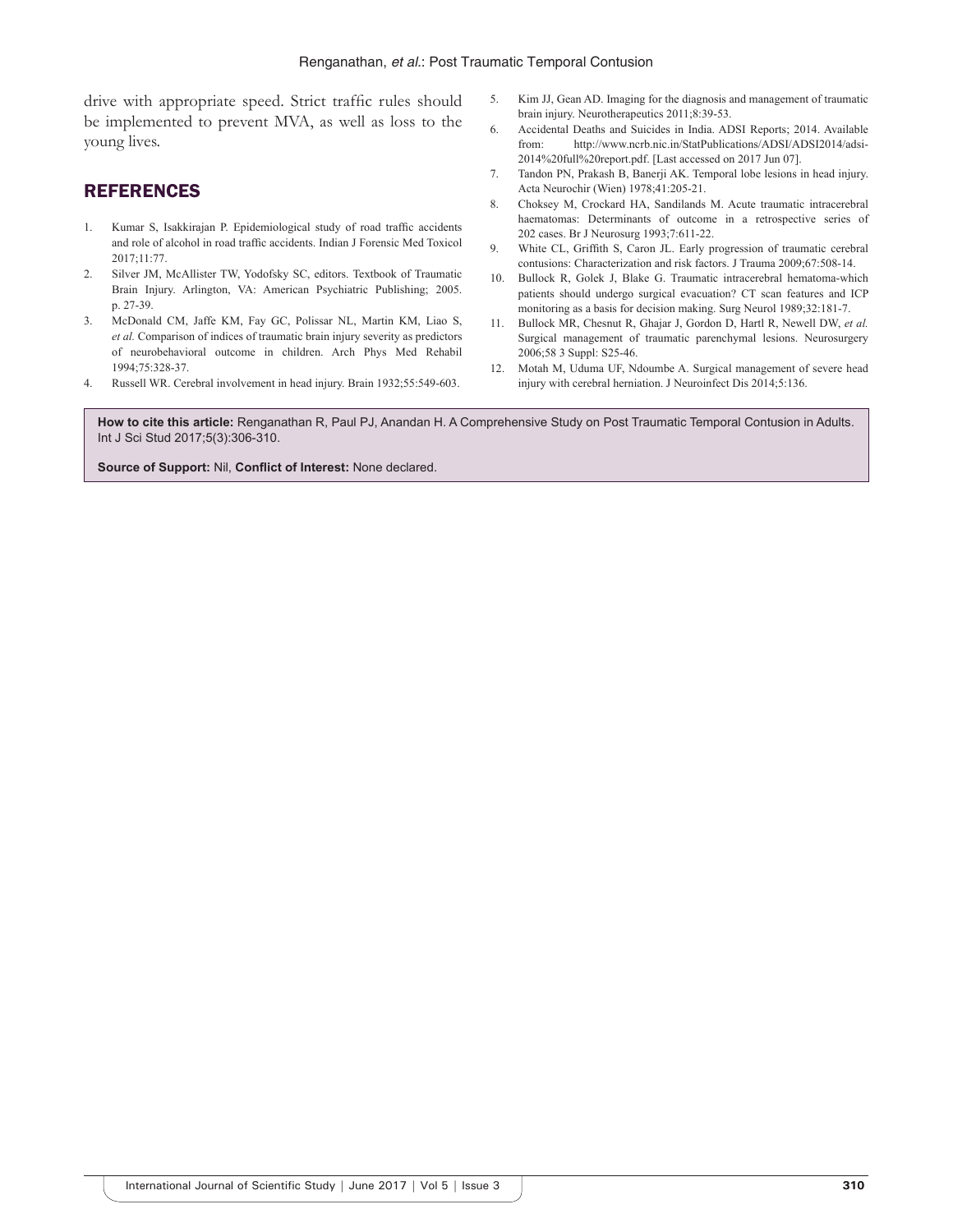drive with appropriate speed. Strict traffic rules should be implemented to prevent MVA, as well as loss to the young lives.

## REFERENCES

1. Kumar S, Isakkirajan P. Epidemiological study of road traffic accidents and role of alcohol in road traffic accidents. Indian J Forensic Med Toxicol 2017;11:77.
2. Silver JM, McAllister TW, Yodofsky SC, editors. Textbook of Traumatic Brain Injury. Arlington, VA: American Psychiatric Publishing; 2005. p. 27-39.
3. McDonald CM, Jaffe KM, Fay GC, Polissar NL, Martin KM, Liao S, *et al.* Comparison of indices of traumatic brain injury severity as predictors of neurobehavioral outcome in children. Arch Phys Med Rehabil 1994;75:328-37.
4. Russell WR. Cerebral involvement in head injury. Brain 1932;55:549-603.
5. Kim JJ, Gean AD. Imaging for the diagnosis and management of traumatic brain injury. Neurotherapeutics 2011;8:39-53.
6. Accidental Deaths and Suicides in India. ADSI Reports; 2014. Available from: http://www.ncrb.nic.in/StatPublications/ADSI/ADSI2014/adsi-2014%20full%20report.pdf. [Last accessed on 2017 Jun 07].
7. Tandon PN, Prakash B, Banerji AK. Temporal lobe lesions in head injury. Acta Neurochir (Wien) 1978;41:205-21.
8. Choksey M, Crockard HA, Sandilands M. Acute traumatic intracerebral haematomas: Determinants of outcome in a retrospective series of 202 cases. Br J Neurosurg 1993;7:611-22.
9. White CL, Griffith S, Caron JL. Early progression of traumatic cerebral contusions: Characterization and risk factors. J Trauma 2009;67:508-14.
10. Bullock R, Golek J, Blake G. Traumatic intracerebral hematoma-which patients should undergo surgical evacuation? CT scan features and ICP monitoring as a basis for decision making. Surg Neurol 1989;32:181-7.
11. Bullock MR, Chesnut R, Ghajar J, Gordon D, Hartl R, Newell DW, *et al.* Surgical management of traumatic parenchymal lesions. Neurosurgery 2006;58 3 Suppl: S25-46.
12. Motah M, Uduma UF, Ndoumbe A. Surgical management of severe head injury with cerebral herniation. J Neuroinfect Dis 2014;5:136.

**How to cite this article:** Renganathan R, Paul PJ, Anandan H. A Comprehensive Study on Post Traumatic Temporal Contusion in Adults. Int J Sci Stud 2017;5(3):306-310.

**Source of Support:** Nil, **Conflict of Interest:** None declared.